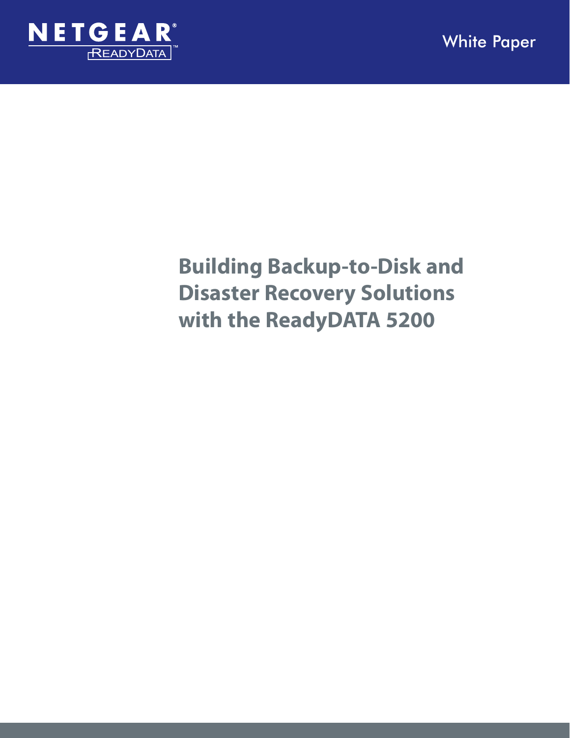NETGEAR® ReadyDATA™

White Paper

# Building Backup-to-Disk and Disaster Recovery Solutions with the ReadyDATA 5200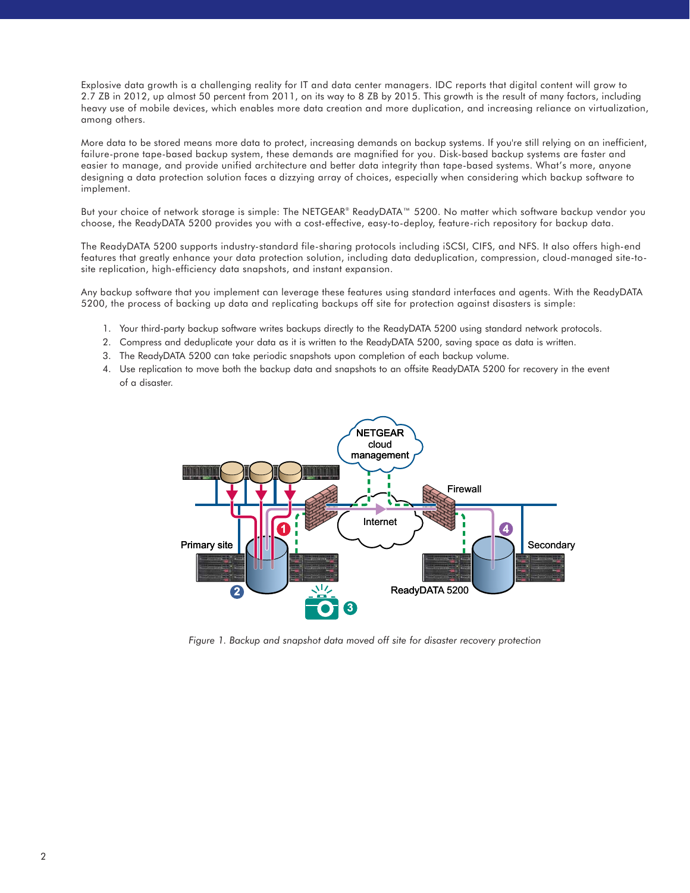Explosive data growth is a challenging reality for IT and data center managers. IDC reports that digital content will grow to 2.7 ZB in 2012, up almost 50 percent from 2011, on its way to 8 ZB by 2015. This growth is the result of many factors, including heavy use of mobile devices, which enables more data creation and more duplication, and increasing reliance on virtualization, among others.

More data to be stored means more data to protect, increasing demands on backup systems. If you're still relying on an inefficient, failure-prone tape-based backup system, these demands are magnified for you. Disk-based backup systems are faster and easier to manage, and provide unified architecture and better data integrity than tape-based systems. What's more, anyone designing a data protection solution faces a dizzying array of choices, especially when considering which backup software to implement.

But your choice of network storage is simple: The NETGEAR® ReadyDATA™ 5200. No matter which software backup vendor you choose, the ReadyDATA 5200 provides you with a cost-effective, easy-to-deploy, feature-rich repository for backup data.

The ReadyDATA 5200 supports industry-standard file-sharing protocols including iSCSI, CIFS, and NFS. It also offers high-end features that greatly enhance your data protection solution, including data deduplication, compression, cloud-managed site-to-site replication, high-efficiency data snapshots, and instant expansion.

Any backup software that you implement can leverage these features using standard interfaces and agents. With the ReadyDATA 5200, the process of backing up data and replicating backups off site for protection against disasters is simple:

1. Your third-party backup software writes backups directly to the ReadyDATA 5200 using standard network protocols.
2. Compress and deduplicate your data as it is written to the ReadyDATA 5200, saving space as data is written.
3. The ReadyDATA 5200 can take periodic snapshots upon completion of each backup volume.
4. Use replication to move both the backup data and snapshots to an offsite ReadyDATA 5200 for recovery in the event of a disaster.

*Figure 1. Backup and snapshot data moved off site for disaster recovery protection*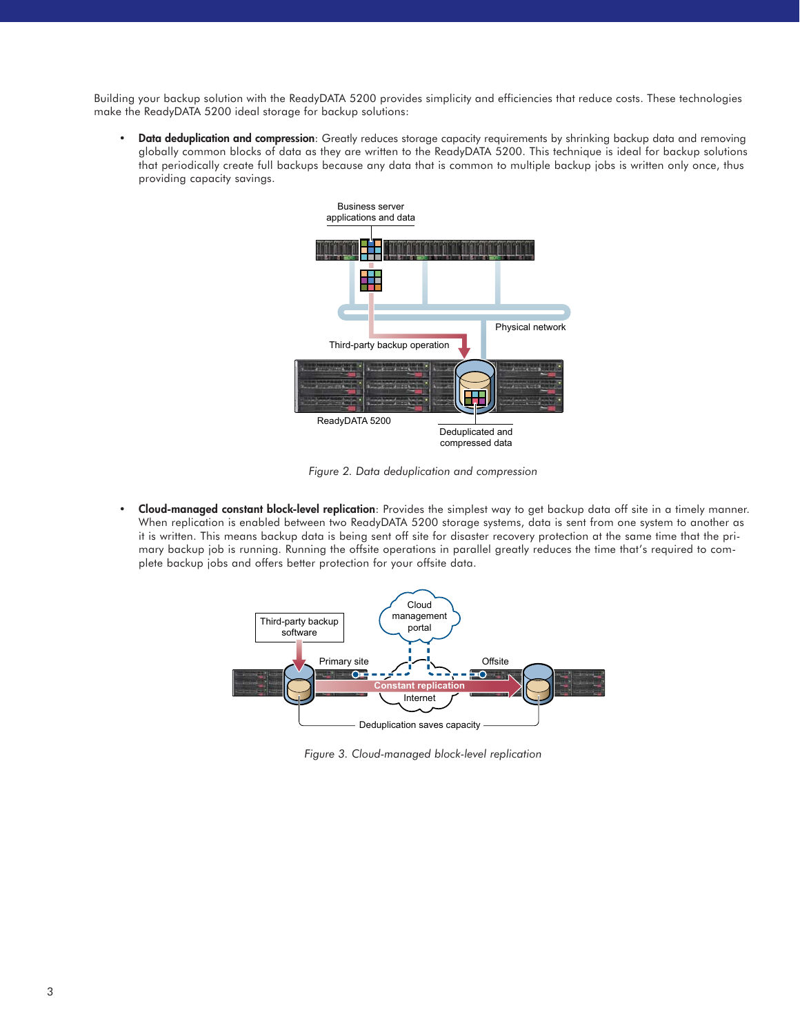Building your backup solution with the ReadyDATA 5200 provides simplicity and efficiencies that reduce costs. These technologies make the ReadyDATA 5200 ideal storage for backup solutions:

- **Data deduplication and compression**: Greatly reduces storage capacity requirements by shrinking backup data and removing globally common blocks of data as they are written to the ReadyDATA 5200. This technique is ideal for backup solutions that periodically create full backups because any data that is common to multiple backup jobs is written only once, thus providing capacity savings.

*Figure 2. Data deduplication and compression*

- **Cloud-managed constant block-level replication**: Provides the simplest way to get backup data off site in a timely manner. When replication is enabled between two ReadyDATA 5200 storage systems, data is sent from one system to another as it is written. This means backup data is being sent off site for disaster recovery protection at the same time that the primary backup job is running. Running the offsite operations in parallel greatly reduces the time that's required to complete backup jobs and offers better protection for your offsite data.

*Figure 3. Cloud-managed block-level replication*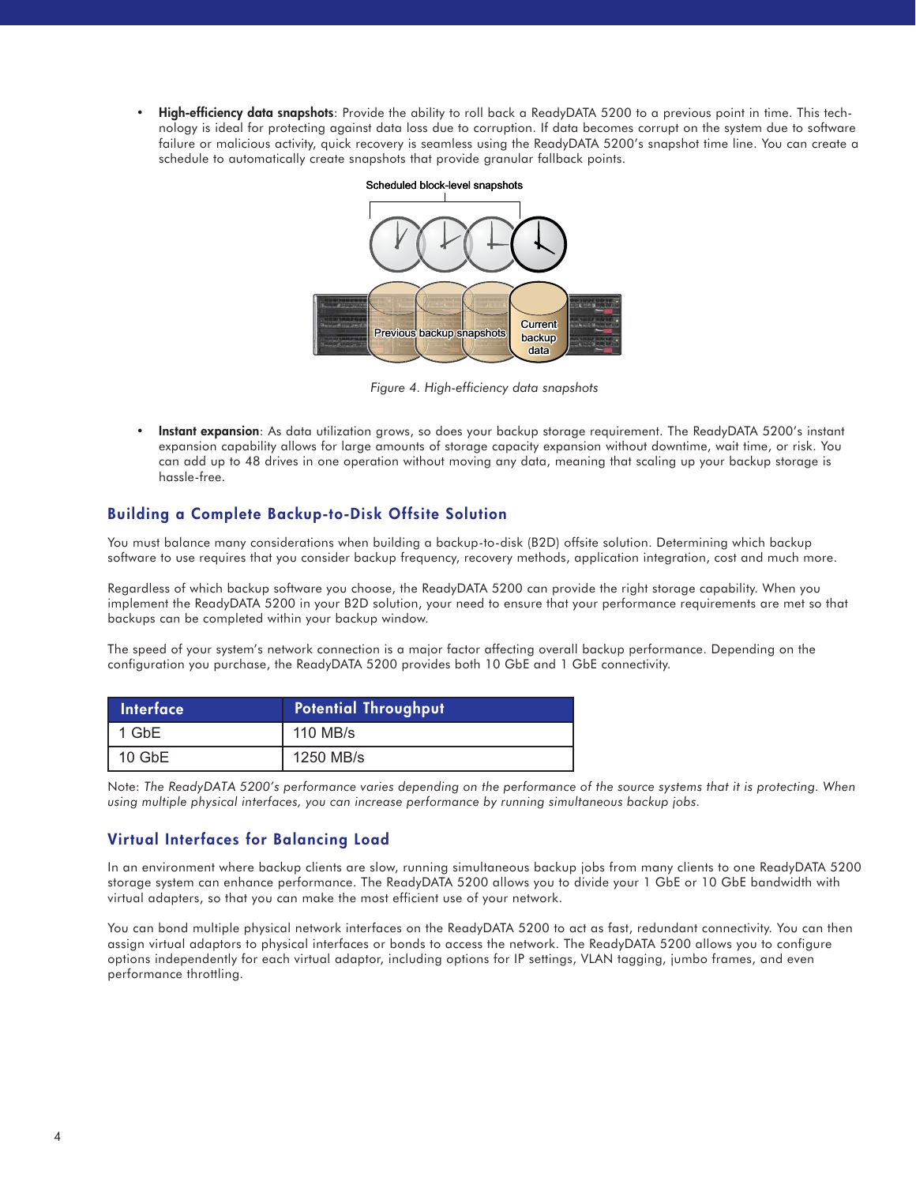- **High-efficiency data snapshots**: Provide the ability to roll back a ReadyDATA 5200 to a previous point in time. This technology is ideal for protecting against data loss due to corruption. If data becomes corrupt on the system due to software failure or malicious activity, quick recovery is seamless using the ReadyDATA 5200's snapshot time line. You can create a schedule to automatically create snapshots that provide granular fallback points.

*Figure 4. High-efficiency data snapshots*

- **Instant expansion**: As data utilization grows, so does your backup storage requirement. The ReadyDATA 5200's instant expansion capability allows for large amounts of storage capacity expansion without downtime, wait time, or risk. You can add up to 48 drives in one operation without moving any data, meaning that scaling up your backup storage is hassle-free.

## Building a Complete Backup-to-Disk Offsite Solution

You must balance many considerations when building a backup-to-disk (B2D) offsite solution. Determining which backup software to use requires that you consider backup frequency, recovery methods, application integration, cost and much more.

Regardless of which backup software you choose, the ReadyDATA 5200 can provide the right storage capability. When you implement the ReadyDATA 5200 in your B2D solution, your need to ensure that your performance requirements are met so that backups can be completed within your backup window.

The speed of your system's network connection is a major factor affecting overall backup performance. Depending on the configuration you purchase, the ReadyDATA 5200 provides both 10 GbE and 1 GbE connectivity.

| Interface | Potential Throughput |
| --- | --- |
| 1 GbE | 110 MB/s |
| 10 GbE | 1250 MB/s |

Note: *The ReadyDATA 5200's performance varies depending on the performance of the source systems that it is protecting. When using multiple physical interfaces, you can increase performance by running simultaneous backup jobs.*

## Virtual Interfaces for Balancing Load

In an environment where backup clients are slow, running simultaneous backup jobs from many clients to one ReadyDATA 5200 storage system can enhance performance. The ReadyDATA 5200 allows you to divide your 1 GbE or 10 GbE bandwidth with virtual adapters, so that you can make the most efficient use of your network.

You can bond multiple physical network interfaces on the ReadyDATA 5200 to act as fast, redundant connectivity. You can then assign virtual adaptors to physical interfaces or bonds to access the network. The ReadyDATA 5200 allows you to configure options independently for each virtual adaptor, including options for IP settings, VLAN tagging, jumbo frames, and even performance throttling.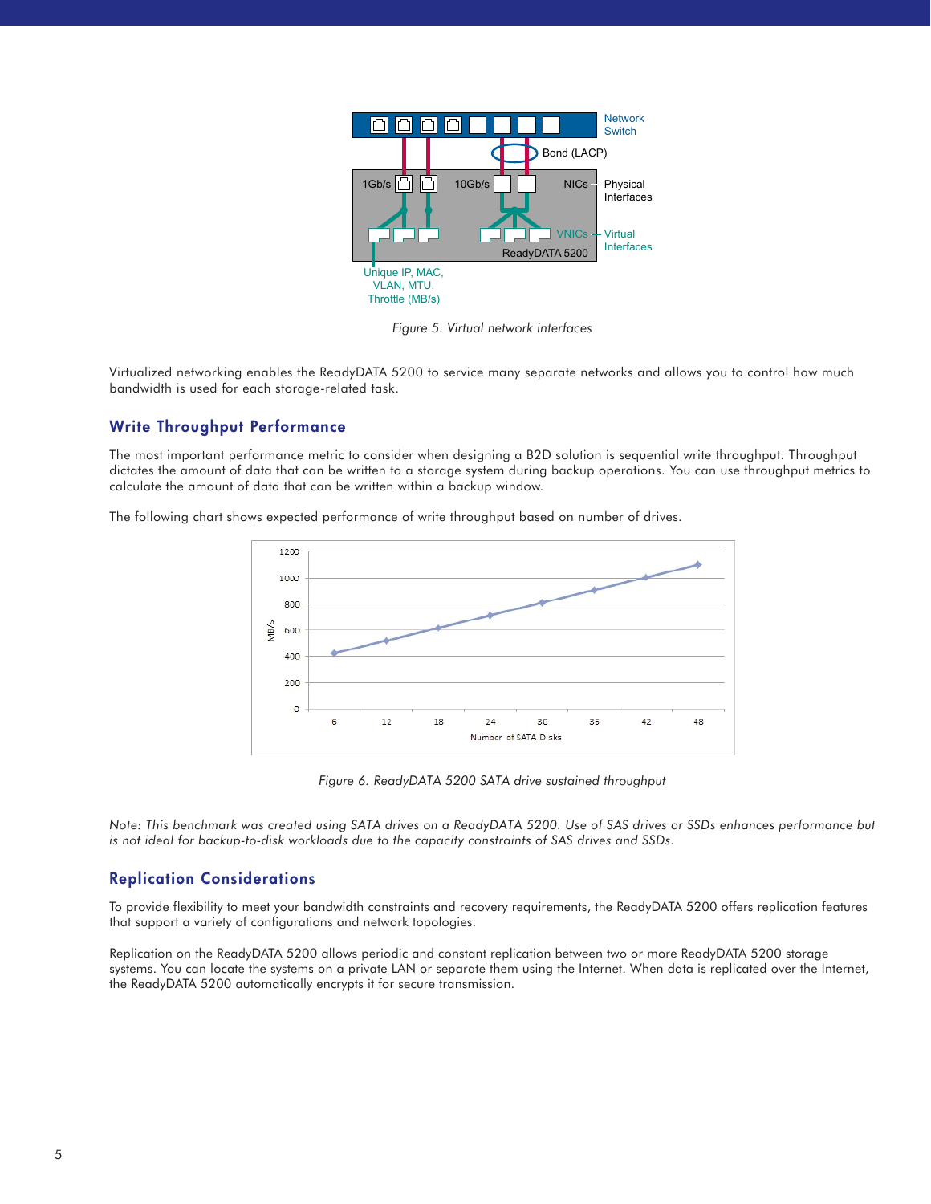Figure 5. Virtual network interfaces

Virtualized networking enables the ReadyDATA 5200 to service many separate networks and allows you to control how much bandwidth is used for each storage-related task.

## Write Throughput Performance

The most important performance metric to consider when designing a B2D solution is sequential write throughput. Throughput dictates the amount of data that can be written to a storage system during backup operations. You can use throughput metrics to calculate the amount of data that can be written within a backup window.

The following chart shows expected performance of write throughput based on number of drives.

Figure 6. ReadyDATA 5200 SATA drive sustained throughput

*Note: This benchmark was created using SATA drives on a ReadyDATA 5200. Use of SAS drives or SSDs enhances performance but is not ideal for backup-to-disk workloads due to the capacity constraints of SAS drives and SSDs.*

## Replication Considerations

To provide flexibility to meet your bandwidth constraints and recovery requirements, the ReadyDATA 5200 offers replication features that support a variety of configurations and network topologies.

Replication on the ReadyDATA 5200 allows periodic and constant replication between two or more ReadyDATA 5200 storage systems. You can locate the systems on a private LAN or separate them using the Internet. When data is replicated over the Internet, the ReadyDATA 5200 automatically encrypts it for secure transmission.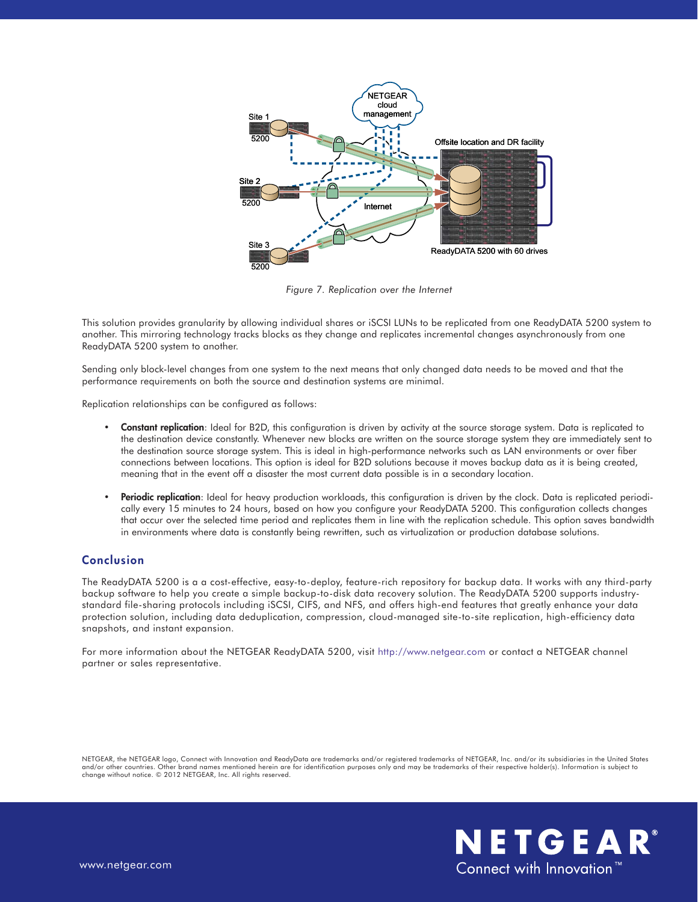NETGEAR cloud management

Site 1

5200

Site 2

5200

Site 3

5200

Internet

Offsite location and DR facility

ReadyDATA 5200 with 60 drives

*Figure 7. Replication over the Internet*

This solution provides granularity by allowing individual shares or iSCSI LUNs to be replicated from one ReadyDATA 5200 system to another. This mirroring technology tracks blocks as they change and replicates incremental changes asynchronously from one ReadyDATA 5200 system to another.

Sending only block-level changes from one system to the next means that only changed data needs to be moved and that the performance requirements on both the source and destination systems are minimal.

Replication relationships can be configured as follows:

- **Constant replication**: Ideal for B2D, this configuration is driven by activity at the source storage system. Data is replicated to the destination device constantly. Whenever new blocks are written on the source storage system they are immediately sent to the destination source storage system. This is ideal in high-performance networks such as LAN environments or over fiber connections between locations. This option is ideal for B2D solutions because it moves backup data as it is being created, meaning that in the event off a disaster the most current data possible is in a secondary location.

- **Periodic replication**: Ideal for heavy production workloads, this configuration is driven by the clock. Data is replicated periodically every 15 minutes to 24 hours, based on how you configure your ReadyDATA 5200. This configuration collects changes that occur over the selected time period and replicates them in line with the replication schedule. This option saves bandwidth in environments where data is constantly being rewritten, such as virtualization or production database solutions.

## Conclusion

The ReadyDATA 5200 is a a cost-effective, easy-to-deploy, feature-rich repository for backup data. It works with any third-party backup software to help you create a simple backup-to-disk data recovery solution. The ReadyDATA 5200 supports industry-standard file-sharing protocols including iSCSI, CIFS, and NFS, and offers high-end features that greatly enhance your data protection solution, including data deduplication, compression, cloud-managed site-to-site replication, high-efficiency data snapshots, and instant expansion.

For more information about the NETGEAR ReadyDATA 5200, visit http://www.netgear.com or contact a NETGEAR channel partner or sales representative.

NETGEAR, the NETGEAR logo, Connect with Innovation and ReadyData are trademarks and/or registered trademarks of NETGEAR, Inc. and/or its subsidiaries in the United States and/or other countries. Other brand names mentioned herein are for identification purposes only and may be trademarks of their respective holder(s). Information is subject to change without notice. © 2012 NETGEAR, Inc. All rights reserved.

www.netgear.com

NETGEAR®
Connect with Innovation™